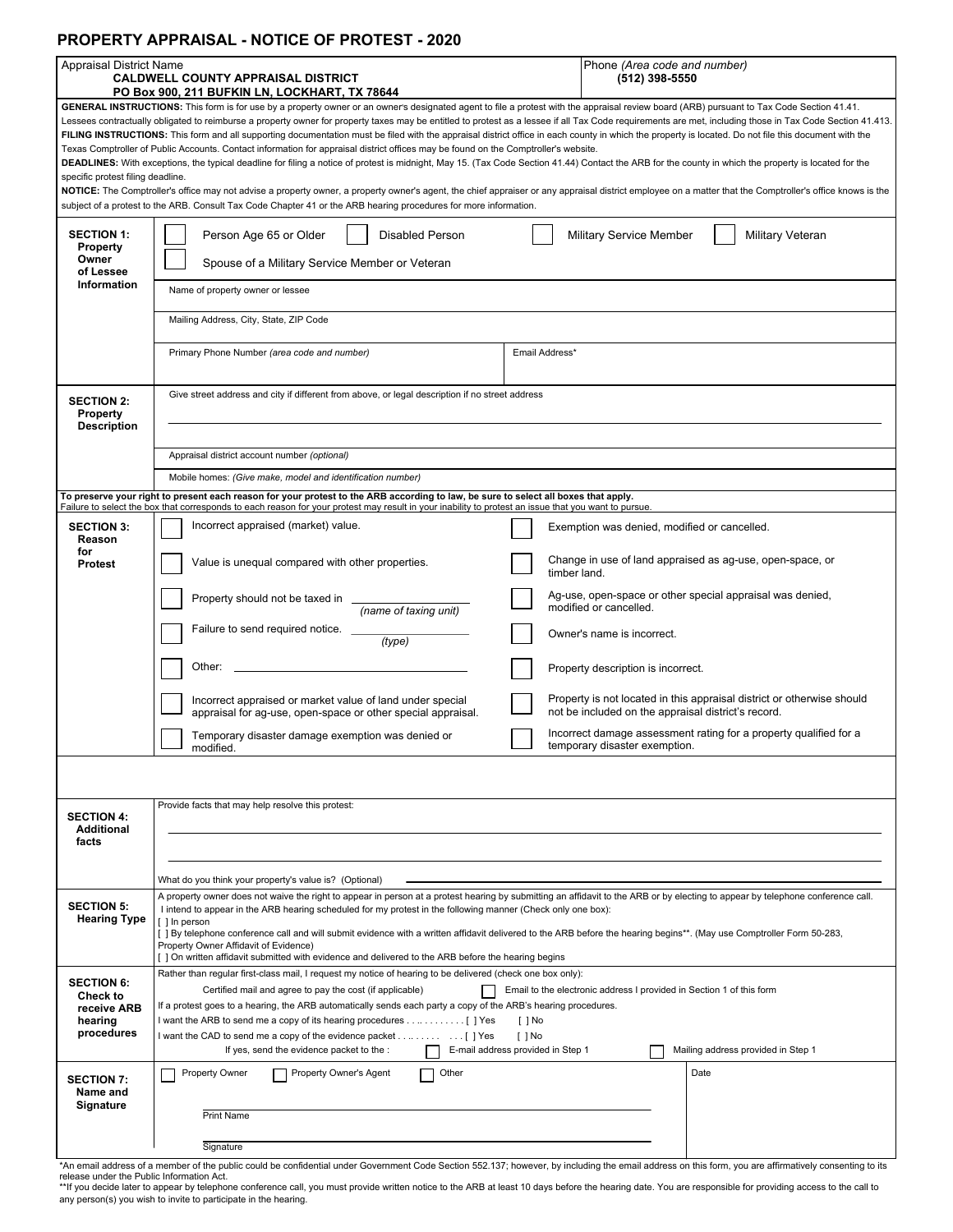# PROPERTY APPRAISAL - NOTICE OF PROTEST - 2020

| Appraisal District Name | Phone *(Area code and number)* |
|---|---|
| **CALDWELL COUNTY APPRAISAL DISTRICT**<br>**PO Box 900, 211 BUFKIN LN, LOCKHART, TX 78644** | **(512) 398-5550** |

**GENERAL INSTRUCTIONS:** This form is for use by a property owner or an owner's designated agent to file a protest with the appraisal review board (ARB) pursuant to Tax Code Section 41.41. Lessees contractually obligated to reimburse a property owner for property taxes may be entitled to protest as a lessee if all Tax Code requirements are met, including those in Tax Code Section 41.413.

**FILING INSTRUCTIONS:** This form and all supporting documentation must be filed with the appraisal district office in each county in which the property is located. Do not file this document with the Texas Comptroller of Public Accounts. Contact information for appraisal district offices may be found on the Comptroller's website.

**DEADLINES:** With exceptions, the typical deadline for filing a notice of protest is midnight, May 15. (Tax Code Section 41.44) Contact the ARB for the county in which the property is located for the specific protest filing deadline.

**NOTICE:** The Comptroller's office may not advise a property owner, a property owner's agent, the chief appraiser or any appraisal district employee on a matter that the Comptroller's office knows is the subject of a protest to the ARB. Consult Tax Code Chapter 41 or the ARB hearing procedures for more information.

## SECTION 1: Property Owner of Lessee Information

☐ Person Age 65 or Older ☐ Disabled Person ☐ Military Service Member ☐ Military Veteran

☐ Spouse of a Military Service Member or Veteran

Name of property owner or lessee

Mailing Address, City, State, ZIP Code

Primary Phone Number *(area code and number)* | Email Address*

## SECTION 2: Property Description

Give street address and city if different from above, or legal description if no street address

Appraisal district account number *(optional)*

Mobile homes: *(Give make, model and identification number)*

**To preserve your right to present each reason for your protest to the ARB according to law, be sure to select all boxes that apply.**
Failure to select the box that corresponds to each reason for your protest may result in your inability to protest an issue that you want to pursue.

## SECTION 3: Reason for Protest

☐ Incorrect appraised (market) value.

☐ Value is unequal compared with other properties.

☐ Property should not be taxed in ____________ *(name of taxing unit)*

☐ Failure to send required notice. ____________ *(type)*

☐ Other: ____________

☐ Incorrect appraised or market value of land under special appraisal for ag-use, open-space or other special appraisal.

☐ Temporary disaster damage exemption was denied or modified.

☐ Exemption was denied, modified or cancelled.

☐ Change in use of land appraised as ag-use, open-space, or timber land.

☐ Ag-use, open-space or other special appraisal was denied, modified or cancelled.

☐ Owner's name is incorrect.

☐ Property description is incorrect.

☐ Property is not located in this appraisal district or otherwise should not be included on the appraisal district's record.

☐ Incorrect damage assessment rating for a property qualified for a temporary disaster exemption.

## SECTION 4: Additional facts

Provide facts that may help resolve this protest:

What do you think your property's value is? (Optional) ____________

## SECTION 5: Hearing Type

A property owner does not waive the right to appear in person at a protest hearing by submitting an affidavit to the ARB or by electing to appear by telephone conference call.

I intend to appear in the ARB hearing scheduled for my protest in the following manner (Check only one box):

[ ] In person

[ ] By telephone conference call and will submit evidence with a written affidavit delivered to the ARB before the hearing begins**. (May use Comptroller Form 50-283, Property Owner Affidavit of Evidence)

[ ] On written affidavit submitted with evidence and delivered to the ARB before the hearing begins

## SECTION 6: Check to receive ARB hearing procedures

Rather than regular first-class mail, I request my notice of hearing to be delivered (check one box only):

Certified mail and agree to pay the cost (if applicable) ☐ Email to the electronic address I provided in Section 1 of this form

If a protest goes to a hearing, the ARB automatically sends each party a copy of the ARB's hearing procedures.

I want the ARB to send me a copy of its hearing procedures . . .. . . . . . . . . [ ] Yes [ ] No

I want the CAD to send me a copy of the evidence packet . . .. . . . . . . . [ ] Yes [ ] No

If yes, send the evidence packet to the : ☐ E-mail address provided in Step 1 ☐ Mailing address provided in Step 1

## SECTION 7: Name and Signature

☐ Property Owner ☐ Property Owner's Agent ☐ Other

Date

Print Name

Signature

*An email address of a member of the public could be confidential under Government Code Section 552.137; however, by including the email address on this form, you are affirmatively consenting to its release under the Public Information Act.

**If you decide later to appear by telephone conference call, you must provide written notice to the ARB at least 10 days before the hearing date. You are responsible for providing access to the call to any person(s) you wish to invite to participate in the hearing.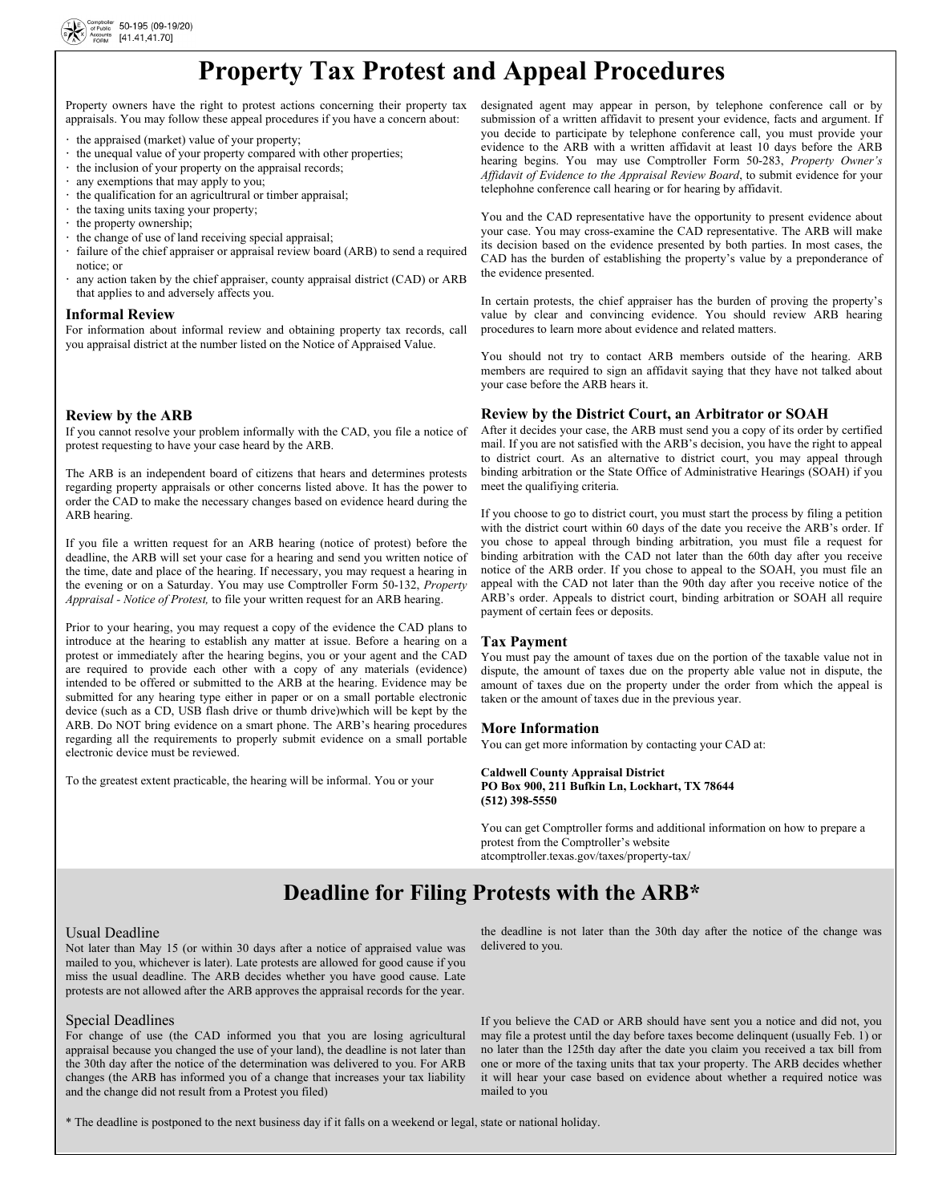# Property Tax Protest and Appeal Procedures

Property owners have the right to protest actions concerning their property tax appraisals. You may follow these appeal procedures if you have a concern about:

- the appraised (market) value of your property;
- the unequal value of your property compared with other properties;
- the inclusion of your property on the appraisal records;
- any exemptions that may apply to you;
- the qualification for an agricultrural or timber appraisal;
- the taxing units taxing your property;
- the property ownership;
- the change of use of land receiving special appraisal;
- failure of the chief appraiser or appraisal review board (ARB) to send a required notice; or
- any action taken by the chief appraiser, county appraisal district (CAD) or ARB that applies to and adversely affects you.

### Informal Review

For information about informal review and obtaining property tax records, call you appraisal district at the number listed on the Notice of Appraised Value.

### Review by the ARB

If you cannot resolve your problem informally with the CAD, you file a notice of protest requesting to have your case heard by the ARB.

The ARB is an independent board of citizens that hears and determines protests regarding property appraisals or other concerns listed above. It has the power to order the CAD to make the necessary changes based on evidence heard during the ARB hearing.

If you file a written request for an ARB hearing (notice of protest) before the deadline, the ARB will set your case for a hearing and send you written notice of the time, date and place of the hearing. If necessary, you may request a hearing in the evening or on a Saturday. You may use Comptroller Form 50-132, *Property Appraisal - Notice of Protest,* to file your written request for an ARB hearing.

Prior to your hearing, you may request a copy of the evidence the CAD plans to introduce at the hearing to establish any matter at issue. Before a hearing on a protest or immediately after the hearing begins, you or your agent and the CAD are required to provide each other with a copy of any materials (evidence) intended to be offered or submitted to the ARB at the hearing. Evidence may be submitted for any hearing type either in paper or on a small portable electronic device (such as a CD, USB flash drive or thumb drive)which will be kept by the ARB. Do NOT bring evidence on a smart phone. The ARB's hearing procedures regarding all the requirements to properly submit evidence on a small portable electronic device must be reviewed.

To the greatest extent practicable, the hearing will be informal. You or your designated agent may appear in person, by telephone conference call or by submission of a written affidavit to present your evidence, facts and argument. If you decide to participate by telephone conference call, you must provide your evidence to the ARB with a written affidavit at least 10 days before the ARB hearing begins. You may use Comptroller Form 50-283, *Property Owner's Affidavit of Evidence to the Appraisal Review Board*, to submit evidence for your telephohne conference call hearing or for hearing by affidavit.

You and the CAD representative have the opportunity to present evidence about your case. You may cross-examine the CAD representative. The ARB will make its decision based on the evidence presented by both parties. In most cases, the CAD has the burden of establishing the property's value by a preponderance of the evidence presented.

In certain protests, the chief appraiser has the burden of proving the property's value by clear and convincing evidence. You should review ARB hearing procedures to learn more about evidence and related matters.

You should not try to contact ARB members outside of the hearing. ARB members are required to sign an affidavit saying that they have not talked about your case before the ARB hears it.

### Review by the District Court, an Arbitrator or SOAH

After it decides your case, the ARB must send you a copy of its order by certified mail. If you are not satisfied with the ARB's decision, you have the right to appeal to district court. As an alternative to district court, you may appeal through binding arbitration or the State Office of Administrative Hearings (SOAH) if you meet the qualifiying criteria.

If you choose to go to district court, you must start the process by filing a petition with the district court within 60 days of the date you receive the ARB's order. If you chose to appeal through binding arbitration, you must file a request for binding arbitration with the CAD not later than the 60th day after you receive notice of the ARB order. If you chose to appeal to the SOAH, you must file an appeal with the CAD not later than the 90th day after you receive notice of the ARB's order. Appeals to district court, binding arbitration or SOAH all require payment of certain fees or deposits.

### Tax Payment

You must pay the amount of taxes due on the portion of the taxable value not in dispute, the amount of taxes due on the property able value not in dispute, the amount of taxes due on the property under the order from which the appeal is taken or the amount of taxes due in the previous year.

### More Information

You can get more information by contacting your CAD at:

**Caldwell County Appraisal District**
**PO Box 900, 211 Bufkin Ln, Lockhart, TX 78644**
**(512) 398-5550**

You can get Comptroller forms and additional information on how to prepare a protest from the Comptroller's website atcomptroller.texas.gov/taxes/property-tax/

# Deadline for Filing Protests with the ARB*

### Usual Deadline

Not later than May 15 (or within 30 days after a notice of appraised value was mailed to you, whichever is later). Late protests are allowed for good cause if you miss the usual deadline. The ARB decides whether you have good cause. Late protests are not allowed after the ARB approves the appraisal records for the year.

### Special Deadlines

For change of use (the CAD informed you that you are losing agricultural appraisal because you changed the use of your land), the deadline is not later than the 30th day after the notice of the determination was delivered to you. For ARB changes (the ARB has informed you of a change that increases your tax liability and the change did not result from a Protest you filed) the deadline is not later than the 30th day after the notice of the change was delivered to you.

If you believe the CAD or ARB should have sent you a notice and did not, you may file a protest until the day before taxes become delinquent (usually Feb. 1) or no later than the 125th day after the date you claim you received a tax bill from one or more of the taxing units that tax your property. The ARB decides whether it will hear your case based on evidence about whether a required notice was mailed to you

* The deadline is postponed to the next business day if it falls on a weekend or legal, state or national holiday.